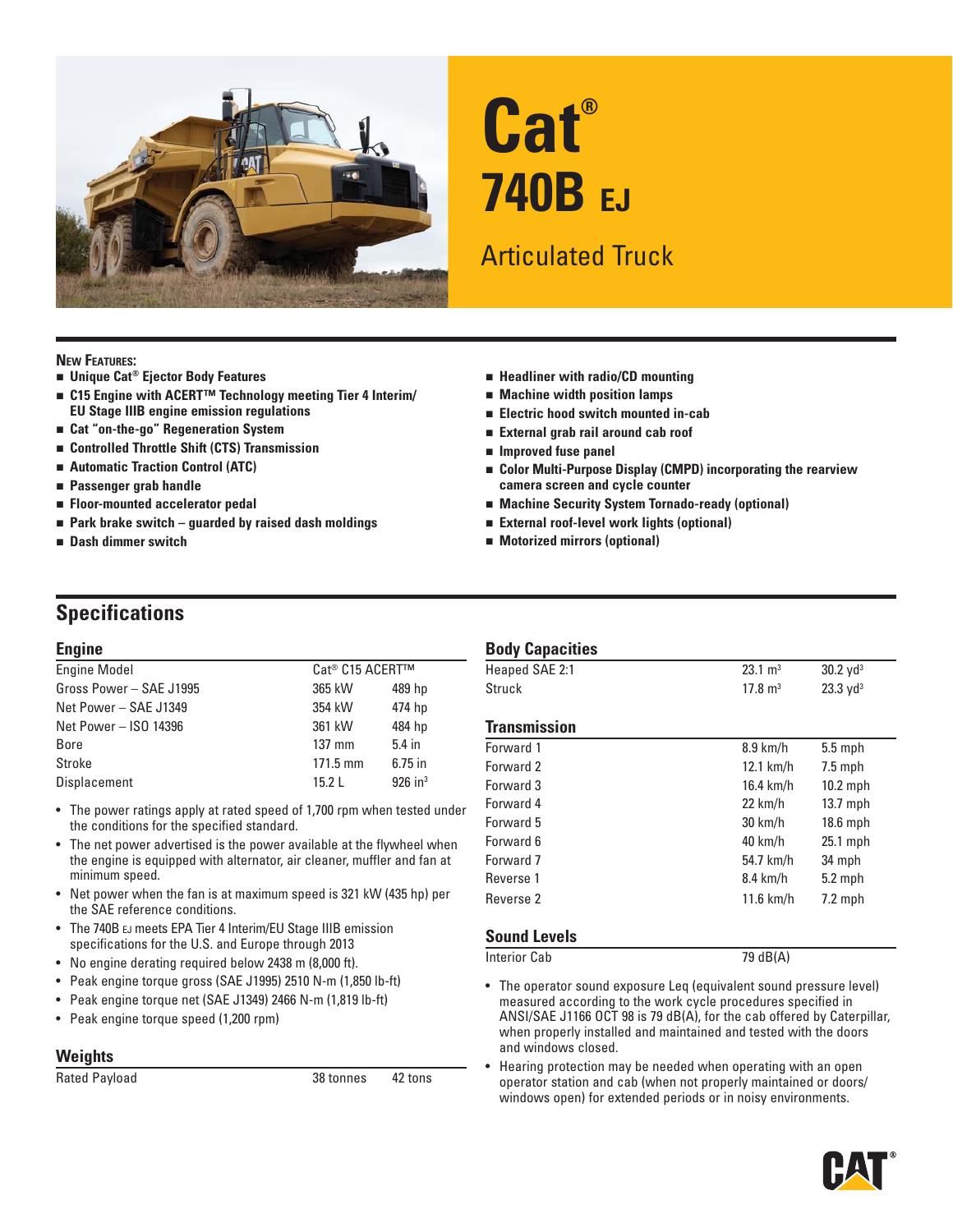# Cat® 740B EJ

## Articulated Truck

**New Features:**

- **Unique Cat® Ejector Body Features**
- **C15 Engine with ACERT™ Technology meeting Tier 4 Interim/ EU Stage IIIB engine emission regulations**
- **Cat "on-the-go" Regeneration System**
- **Controlled Throttle Shift (CTS) Transmission**
- **Automatic Traction Control (ATC)**
- **Passenger grab handle**
- **Floor-mounted accelerator pedal**
- **Park brake switch – guarded by raised dash moldings**
- **Dash dimmer switch**
- **Headliner with radio/CD mounting**
- **Machine width position lamps**
- **Electric hood switch mounted in-cab**
- **External grab rail around cab roof**
- **Improved fuse panel**
- **Color Multi-Purpose Display (CMPD) incorporating the rearview camera screen and cycle counter**
- **Machine Security System Tornado-ready (optional)**
- **External roof-level work lights (optional)**
- **Motorized mirrors (optional)**

## Specifications

### Engine

| Engine Model | Cat® C15 ACERT™ | |
|---|---|---|
| Gross Power – SAE J1995 | 365 kW | 489 hp |
| Net Power – SAE J1349 | 354 kW | 474 hp |
| Net Power – ISO 14396 | 361 kW | 484 hp |
| Bore | 137 mm | 5.4 in |
| Stroke | 171.5 mm | 6.75 in |
| Displacement | 15.2 L | 926 in³ |

- The power ratings apply at rated speed of 1,700 rpm when tested under the conditions for the specified standard.
- The net power advertised is the power available at the flywheel when the engine is equipped with alternator, air cleaner, muffler and fan at minimum speed.
- Net power when the fan is at maximum speed is 321 kW (435 hp) per the SAE reference conditions.
- The 740B EJ meets EPA Tier 4 Interim/EU Stage IIIB emission specifications for the U.S. and Europe through 2013
- No engine derating required below 2438 m (8,000 ft).
- Peak engine torque gross (SAE J1995) 2510 N-m (1,850 lb-ft)
- Peak engine torque net (SAE J1349) 2466 N-m (1,819 lb-ft)
- Peak engine torque speed (1,200 rpm)

### Weights

| Rated Payload | 38 tonnes | 42 tons |
|---|---|---|

### Body Capacities

| Heaped SAE 2:1 | 23.1 m³ | 30.2 yd³ |
|---|---|---|
| Struck | 17.8 m³ | 23.3 yd³ |

### Transmission

| Forward 1 | 8.9 km/h | 5.5 mph |
|---|---|---|
| Forward 2 | 12.1 km/h | 7.5 mph |
| Forward 3 | 16.4 km/h | 10.2 mph |
| Forward 4 | 22 km/h | 13.7 mph |
| Forward 5 | 30 km/h | 18.6 mph |
| Forward 6 | 40 km/h | 25.1 mph |
| Forward 7 | 54.7 km/h | 34 mph |
| Reverse 1 | 8.4 km/h | 5.2 mph |
| Reverse 2 | 11.6 km/h | 7.2 mph |

### Sound Levels

| Interior Cab | 79 dB(A) |
|---|---|

- The operator sound exposure Leq (equivalent sound pressure level) measured according to the work cycle procedures specified in ANSI/SAE J1166 OCT 98 is 79 dB(A), for the cab offered by Caterpillar, when properly installed and maintained and tested with the doors and windows closed.
- Hearing protection may be needed when operating with an open operator station and cab (when not properly maintained or doors/ windows open) for extended periods or in noisy environments.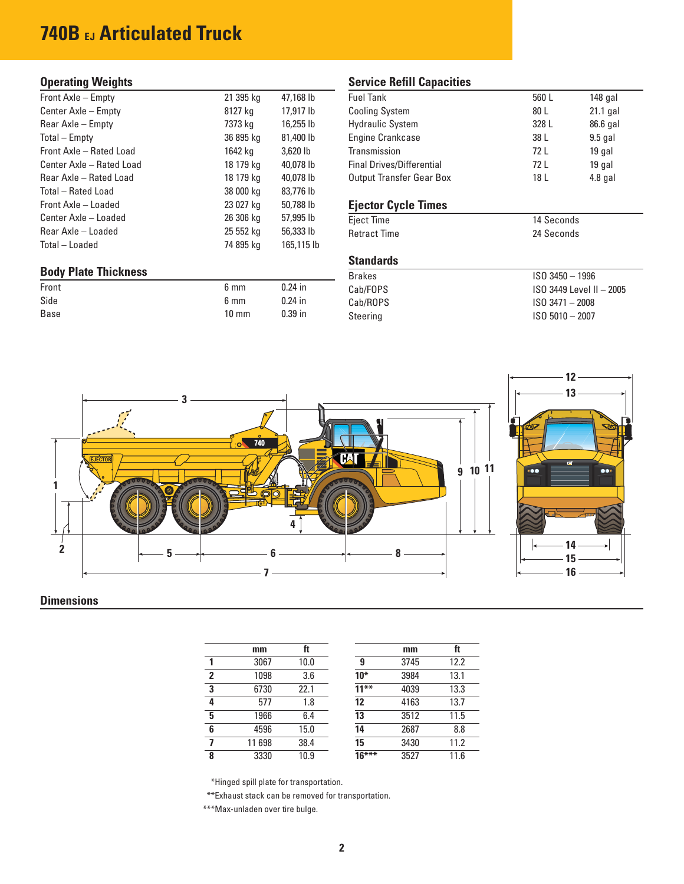# 740B EJ Articulated Truck

## Operating Weights

| | | |
|---|---|---|
| Front Axle – Empty | 21 395 kg | 47,168 lb |
| Center Axle – Empty | 8127 kg | 17,917 lb |
| Rear Axle – Empty | 7373 kg | 16,255 lb |
| Total – Empty | 36 895 kg | 81,400 lb |
| Front Axle – Rated Load | 1642 kg | 3,620 lb |
| Center Axle – Rated Load | 18 179 kg | 40,078 lb |
| Rear Axle – Rated Load | 18 179 kg | 40,078 lb |
| Total – Rated Load | 38 000 kg | 83,776 lb |
| Front Axle – Loaded | 23 027 kg | 50,788 lb |
| Center Axle – Loaded | 26 306 kg | 57,995 lb |
| Rear Axle – Loaded | 25 552 kg | 56,333 lb |
| Total – Loaded | 74 895 kg | 165,115 lb |

## Body Plate Thickness

| | | |
|---|---|---|
| Front | 6 mm | 0.24 in |
| Side | 6 mm | 0.24 in |
| Base | 10 mm | 0.39 in |

## Service Refill Capacities

| | | |
|---|---|---|
| Fuel Tank | 560 L | 148 gal |
| Cooling System | 80 L | 21.1 gal |
| Hydraulic System | 328 L | 86.6 gal |
| Engine Crankcase | 38 L | 9.5 gal |
| Transmission | 72 L | 19 gal |
| Final Drives/Differential | 72 L | 19 gal |
| Output Transfer Gear Box | 18 L | 4.8 gal |

## Ejector Cycle Times

| | |
|---|---|
| Eject Time | 14 Seconds |
| Retract Time | 24 Seconds |

## Standards

| | |
|---|---|
| Brakes | ISO 3450 – 1996 |
| Cab/FOPS | ISO 3449 Level II – 2005 |
| Cab/ROPS | ISO 3471 – 2008 |
| Steering | ISO 5010 – 2007 |

## Dimensions

| | mm | ft |
|---|---|---|
| 1 | 3067 | 10.0 |
| 2 | 1098 | 3.6 |
| 3 | 6730 | 22.1 |
| 4 | 577 | 1.8 |
| 5 | 1966 | 6.4 |
| 6 | 4596 | 15.0 |
| 7 | 11 698 | 38.4 |
| 8 | 3330 | 10.9 |

| | mm | ft |
|---|---|---|
| 9 | 3745 | 12.2 |
| 10* | 3984 | 13.1 |
| 11** | 4039 | 13.3 |
| 12 | 4163 | 13.7 |
| 13 | 3512 | 11.5 |
| 14 | 2687 | 8.8 |
| 15 | 3430 | 11.2 |
| 16*** | 3527 | 11.6 |

*Hinged spill plate for transportation.

**Exhaust stack can be removed for transportation.

***Max-unladen over tire bulge.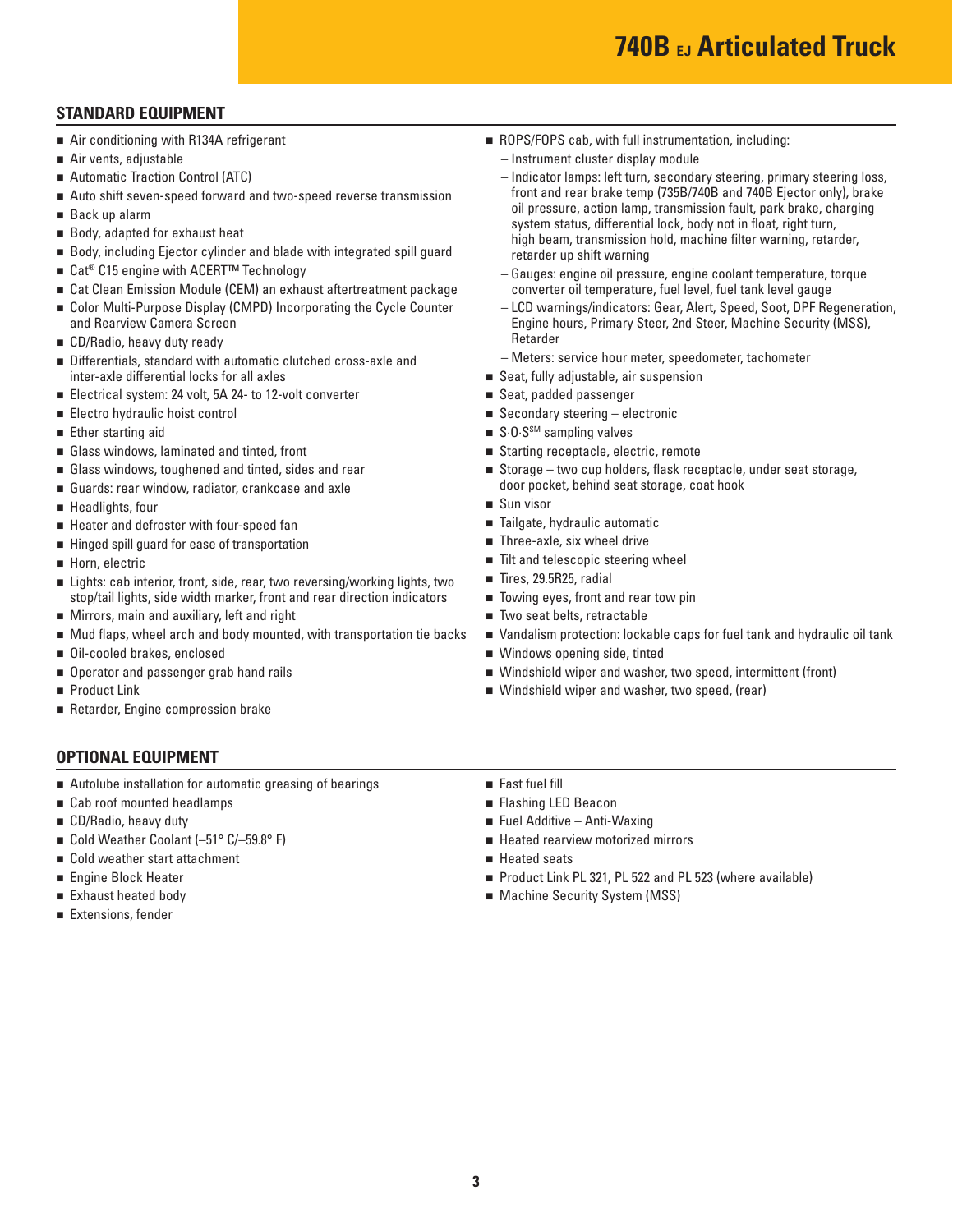# 740B EJ Articulated Truck

## STANDARD EQUIPMENT

- Air conditioning with R134A refrigerant
- Air vents, adjustable
- Automatic Traction Control (ATC)
- Auto shift seven-speed forward and two-speed reverse transmission
- Back up alarm
- Body, adapted for exhaust heat
- Body, including Ejector cylinder and blade with integrated spill guard
- Cat® C15 engine with ACERT™ Technology
- Cat Clean Emission Module (CEM) an exhaust aftertreatment package
- Color Multi-Purpose Display (CMPD) Incorporating the Cycle Counter and Rearview Camera Screen
- CD/Radio, heavy duty ready
- Differentials, standard with automatic clutched cross-axle and inter-axle differential locks for all axles
- Electrical system: 24 volt, 5A 24- to 12-volt converter
- Electro hydraulic hoist control
- Ether starting aid
- Glass windows, laminated and tinted, front
- Glass windows, toughened and tinted, sides and rear
- Guards: rear window, radiator, crankcase and axle
- Headlights, four
- Heater and defroster with four-speed fan
- Hinged spill guard for ease of transportation
- Horn, electric
- Lights: cab interior, front, side, rear, two reversing/working lights, two stop/tail lights, side width marker, front and rear direction indicators
- Mirrors, main and auxiliary, left and right
- Mud flaps, wheel arch and body mounted, with transportation tie backs
- Oil-cooled brakes, enclosed
- Operator and passenger grab hand rails
- Product Link
- Retarder, Engine compression brake
- ROPS/FOPS cab, with full instrumentation, including:
  - Instrument cluster display module
  - Indicator lamps: left turn, secondary steering, primary steering loss, front and rear brake temp (735B/740B and 740B Ejector only), brake oil pressure, action lamp, transmission fault, park brake, charging system status, differential lock, body not in float, right turn, high beam, transmission hold, machine filter warning, retarder, retarder up shift warning
  - Gauges: engine oil pressure, engine coolant temperature, torque converter oil temperature, fuel level, fuel tank level gauge
  - LCD warnings/indicators: Gear, Alert, Speed, Soot, DPF Regeneration, Engine hours, Primary Steer, 2nd Steer, Machine Security (MSS), Retarder
  - Meters: service hour meter, speedometer, tachometer
- Seat, fully adjustable, air suspension
- Seat, padded passenger
- Secondary steering – electronic
- S·O·S℠ sampling valves
- Starting receptacle, electric, remote
- Storage – two cup holders, flask receptacle, under seat storage, door pocket, behind seat storage, coat hook
- Sun visor
- Tailgate, hydraulic automatic
- Three-axle, six wheel drive
- Tilt and telescopic steering wheel
- Tires, 29.5R25, radial
- Towing eyes, front and rear tow pin
- Two seat belts, retractable
- Vandalism protection: lockable caps for fuel tank and hydraulic oil tank
- Windows opening side, tinted
- Windshield wiper and washer, two speed, intermittent (front)
- Windshield wiper and washer, two speed, (rear)

## OPTIONAL EQUIPMENT

- Autolube installation for automatic greasing of bearings
- Cab roof mounted headlamps
- CD/Radio, heavy duty
- Cold Weather Coolant (–51° C/–59.8° F)
- Cold weather start attachment
- Engine Block Heater
- Exhaust heated body
- Extensions, fender
- Fast fuel fill
- Flashing LED Beacon
- Fuel Additive – Anti-Waxing
- Heated rearview motorized mirrors
- Heated seats
- Product Link PL 321, PL 522 and PL 523 (where available)
- Machine Security System (MSS)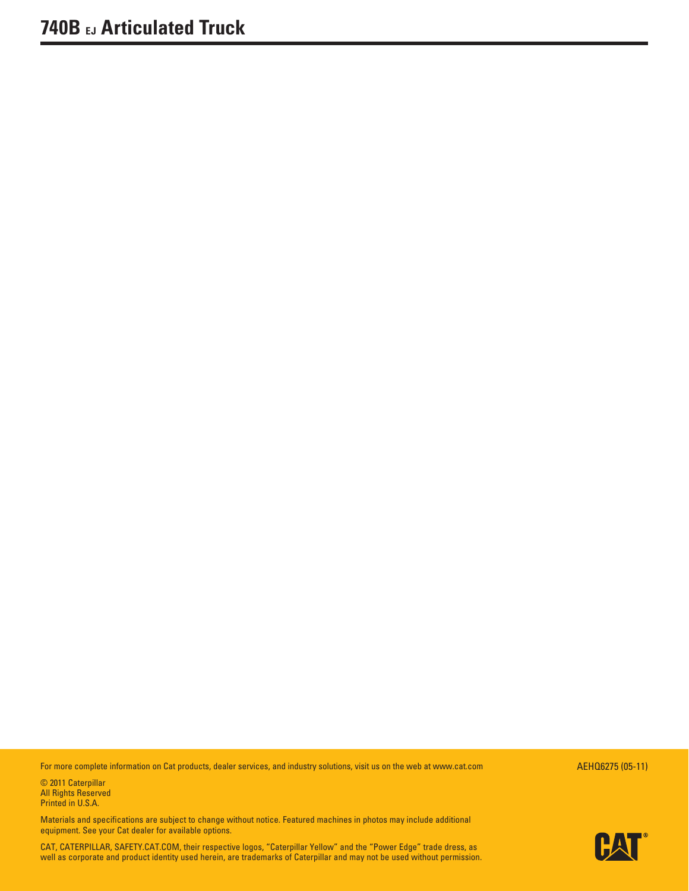# 740B EJ Articulated Truck

For more complete information on Cat products, dealer services, and industry solutions, visit us on the web at www.cat.com

AEHQ6275 (05-11)

© 2011 Caterpillar
All Rights Reserved
Printed in U.S.A.

Materials and specifications are subject to change without notice. Featured machines in photos may include additional equipment. See your Cat dealer for available options.

CAT, CATERPILLAR, SAFETY.CAT.COM, their respective logos, "Caterpillar Yellow" and the "Power Edge" trade dress, as well as corporate and product identity used herein, are trademarks of Caterpillar and may not be used without permission.